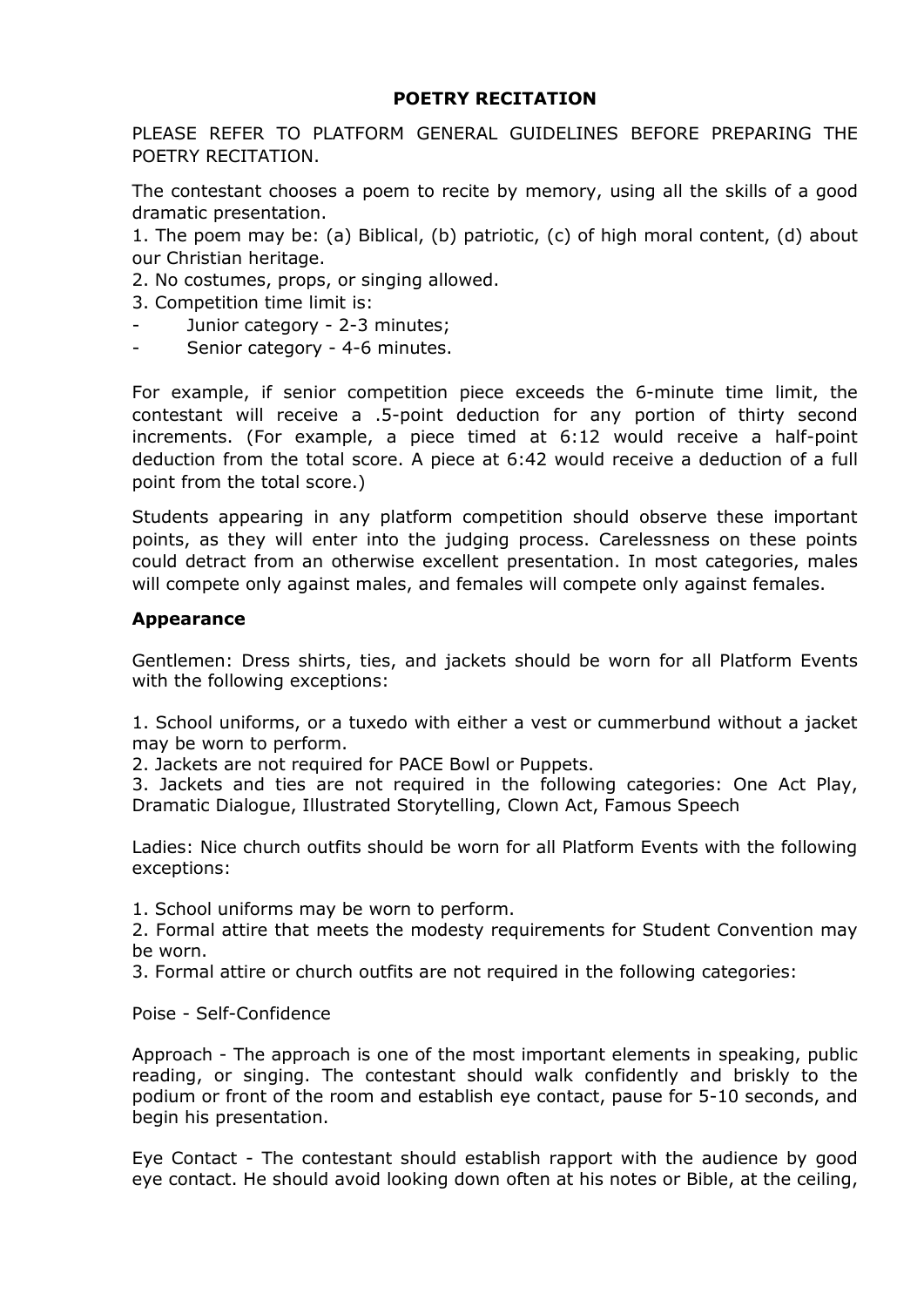**POETRY RECITATION**

PLEASE REFER TO PLATFORM GENERAL GUIDELINES BEFORE PREPARING THE POETRY RECITATION.

The contestant chooses a poem to recite by memory, using all the skills of a good dramatic presentation.

1. The poem may be: (a) Biblical, (b) patriotic, (c) of high moral content, (d) about our Christian heritage.
2. No costumes, props, or singing allowed.
3. Competition time limit is:
   - Junior category - 2-3 minutes;
   - Senior category - 4-6 minutes.

For example, if senior competition piece exceeds the 6-minute time limit, the contestant will receive a .5-point deduction for any portion of thirty second increments. (For example, a piece timed at 6:12 would receive a half-point deduction from the total score. A piece at 6:42 would receive a deduction of a full point from the total score.)

Students appearing in any platform competition should observe these important points, as they will enter into the judging process. Carelessness on these points could detract from an otherwise excellent presentation. In most categories, males will compete only against males, and females will compete only against females.

**Appearance**

Gentlemen: Dress shirts, ties, and jackets should be worn for all Platform Events with the following exceptions:

1. School uniforms, or a tuxedo with either a vest or cummerbund without a jacket may be worn to perform.
2. Jackets are not required for PACE Bowl or Puppets.
3. Jackets and ties are not required in the following categories: One Act Play, Dramatic Dialogue, Illustrated Storytelling, Clown Act, Famous Speech

Ladies: Nice church outfits should be worn for all Platform Events with the following exceptions:

1. School uniforms may be worn to perform.
2. Formal attire that meets the modesty requirements for Student Convention may be worn.
3. Formal attire or church outfits are not required in the following categories:

Poise - Self-Confidence

Approach - The approach is one of the most important elements in speaking, public reading, or singing. The contestant should walk confidently and briskly to the podium or front of the room and establish eye contact, pause for 5-10 seconds, and begin his presentation.

Eye Contact - The contestant should establish rapport with the audience by good eye contact. He should avoid looking down often at his notes or Bible, at the ceiling,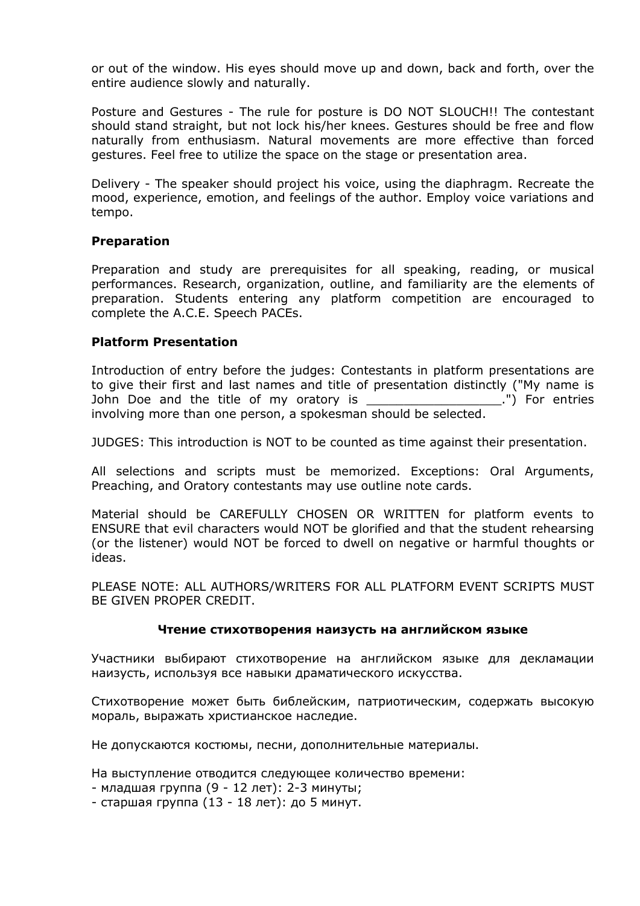or out of the window. His eyes should move up and down, back and forth, over the entire audience slowly and naturally.

Posture and Gestures - The rule for posture is DO NOT SLOUCH!! The contestant should stand straight, but not lock his/her knees. Gestures should be free and flow naturally from enthusiasm. Natural movements are more effective than forced gestures. Feel free to utilize the space on the stage or presentation area.

Delivery - The speaker should project his voice, using the diaphragm. Recreate the mood, experience, emotion, and feelings of the author. Employ voice variations and tempo.

**Preparation**

Preparation and study are prerequisites for all speaking, reading, or musical performances. Research, organization, outline, and familiarity are the elements of preparation. Students entering any platform competition are encouraged to complete the A.C.E. Speech PACEs.

**Platform Presentation**

Introduction of entry before the judges: Contestants in platform presentations are to give their first and last names and title of presentation distinctly ("My name is John Doe and the title of my oratory is __________________.") For entries involving more than one person, a spokesman should be selected.

JUDGES: This introduction is NOT to be counted as time against their presentation.

All selections and scripts must be memorized. Exceptions: Oral Arguments, Preaching, and Oratory contestants may use outline note cards.

Material should be CAREFULLY CHOSEN OR WRITTEN for platform events to ENSURE that evil characters would NOT be glorified and that the student rehearsing (or the listener) would NOT be forced to dwell on negative or harmful thoughts or ideas.

PLEASE NOTE: ALL AUTHORS/WRITERS FOR ALL PLATFORM EVENT SCRIPTS MUST BE GIVEN PROPER CREDIT.

**Чтение стихотворения наизусть на английском языке**

Участники выбирают стихотворение на английском языке для декламации наизусть, используя все навыки драматического искусства.

Стихотворение может быть библейским, патриотическим, содержать высокую мораль, выражать христианское наследие.

Не допускаются костюмы, песни, дополнительные материалы.

На выступление отводится следующее количество времени:
- младшая группа (9 - 12 лет): 2-3 минуты;
- старшая группа (13 - 18 лет): до 5 минут.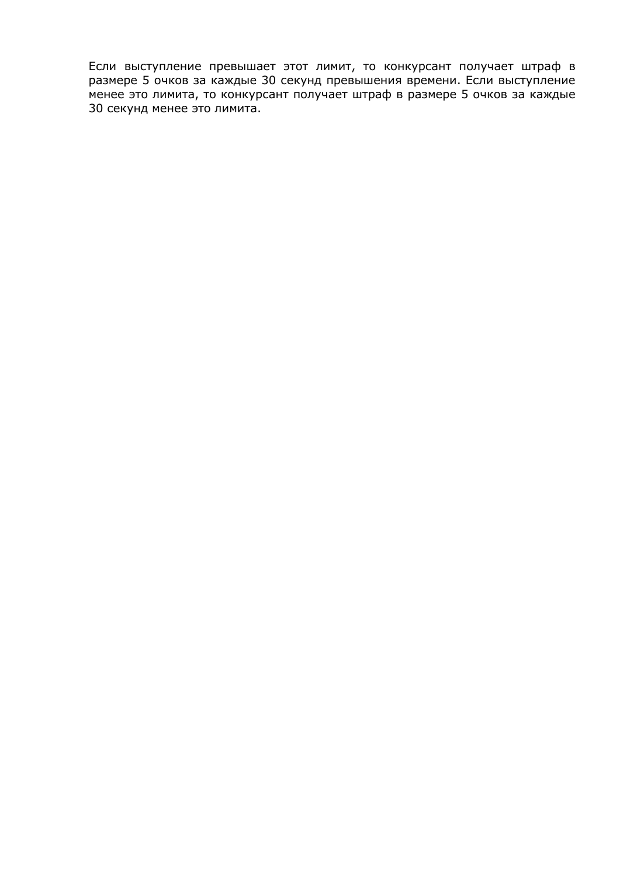Если выступление превышает этот лимит, то конкурсант получает штраф в размере 5 очков за каждые 30 секунд превышения времени. Если выступление менее это лимита, то конкурсант получает штраф в размере 5 очков за каждые 30 секунд менее это лимита.